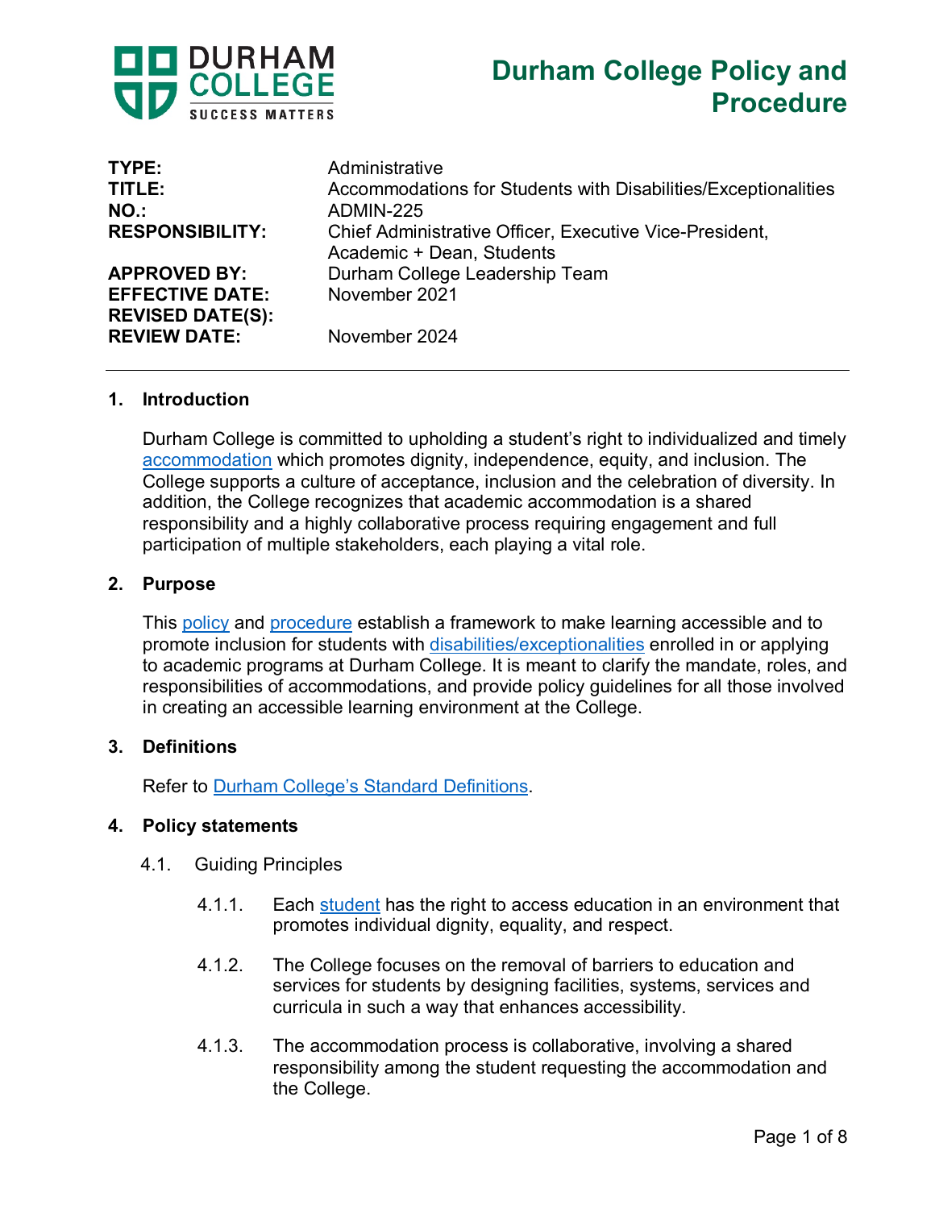# Durham College Policy and Procedure

| | |
|---|---|
| **TYPE:** | Administrative |
| **TITLE:** | Accommodations for Students with Disabilities/Exceptionalities |
| **NO.:** | ADMIN-225 |
| **RESPONSIBILITY:** | Chief Administrative Officer, Executive Vice-President, Academic + Dean, Students |
| **APPROVED BY:** | Durham College Leadership Team |
| **EFFECTIVE DATE:** | November 2021 |
| **REVISED DATE(S):** | |
| **REVIEW DATE:** | November 2024 |

## 1. Introduction

Durham College is committed to upholding a student's right to individualized and timely accommodation which promotes dignity, independence, equity, and inclusion. The College supports a culture of acceptance, inclusion and the celebration of diversity. In addition, the College recognizes that academic accommodation is a shared responsibility and a highly collaborative process requiring engagement and full participation of multiple stakeholders, each playing a vital role.

## 2. Purpose

This policy and procedure establish a framework to make learning accessible and to promote inclusion for students with disabilities/exceptionalities enrolled in or applying to academic programs at Durham College. It is meant to clarify the mandate, roles, and responsibilities of accommodations, and provide policy guidelines for all those involved in creating an accessible learning environment at the College.

## 3. Definitions

Refer to Durham College's Standard Definitions.

## 4. Policy statements

4.1. Guiding Principles

4.1.1. Each student has the right to access education in an environment that promotes individual dignity, equality, and respect.

4.1.2. The College focuses on the removal of barriers to education and services for students by designing facilities, systems, services and curricula in such a way that enhances accessibility.

4.1.3. The accommodation process is collaborative, involving a shared responsibility among the student requesting the accommodation and the College.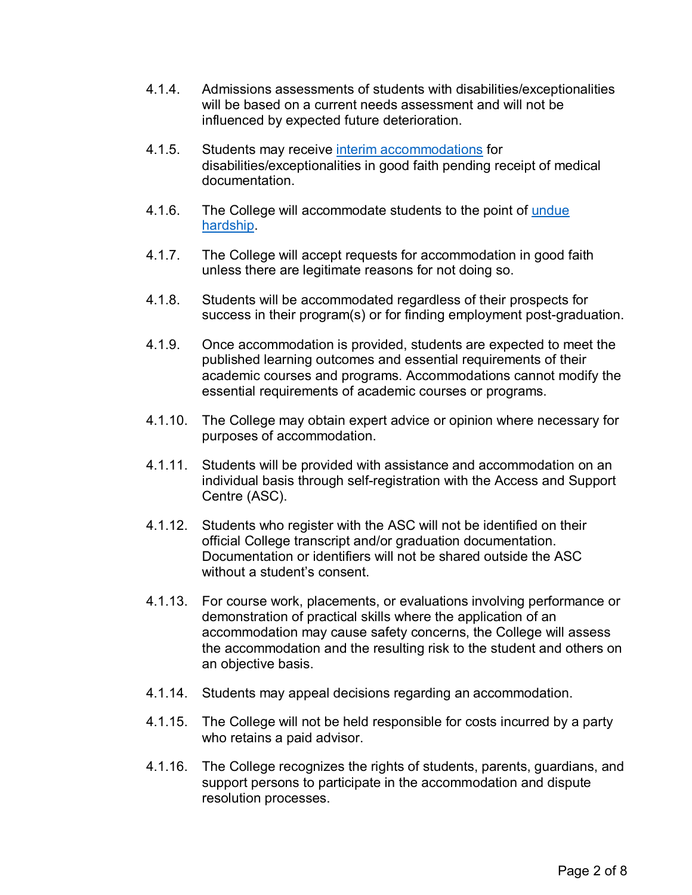4.1.4. Admissions assessments of students with disabilities/exceptionalities will be based on a current needs assessment and will not be influenced by expected future deterioration.

4.1.5. Students may receive interim accommodations for disabilities/exceptionalities in good faith pending receipt of medical documentation.

4.1.6. The College will accommodate students to the point of undue hardship.

4.1.7. The College will accept requests for accommodation in good faith unless there are legitimate reasons for not doing so.

4.1.8. Students will be accommodated regardless of their prospects for success in their program(s) or for finding employment post-graduation.

4.1.9. Once accommodation is provided, students are expected to meet the published learning outcomes and essential requirements of their academic courses and programs. Accommodations cannot modify the essential requirements of academic courses or programs.

4.1.10. The College may obtain expert advice or opinion where necessary for purposes of accommodation.

4.1.11. Students will be provided with assistance and accommodation on an individual basis through self-registration with the Access and Support Centre (ASC).

4.1.12. Students who register with the ASC will not be identified on their official College transcript and/or graduation documentation. Documentation or identifiers will not be shared outside the ASC without a student's consent.

4.1.13. For course work, placements, or evaluations involving performance or demonstration of practical skills where the application of an accommodation may cause safety concerns, the College will assess the accommodation and the resulting risk to the student and others on an objective basis.

4.1.14. Students may appeal decisions regarding an accommodation.

4.1.15. The College will not be held responsible for costs incurred by a party who retains a paid advisor.

4.1.16. The College recognizes the rights of students, parents, guardians, and support persons to participate in the accommodation and dispute resolution processes.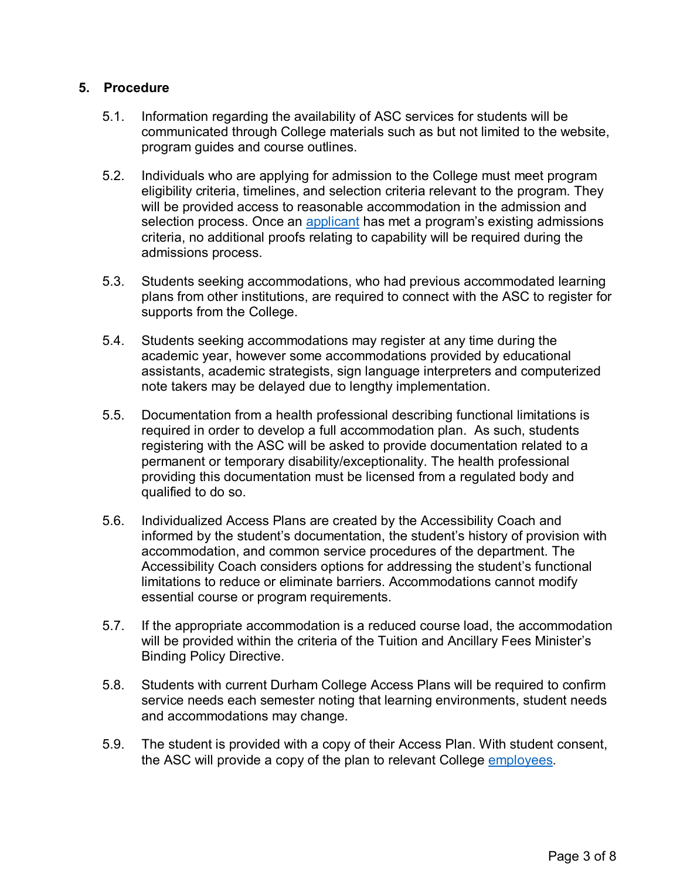## 5. Procedure

5.1. Information regarding the availability of ASC services for students will be communicated through College materials such as but not limited to the website, program guides and course outlines.

5.2. Individuals who are applying for admission to the College must meet program eligibility criteria, timelines, and selection criteria relevant to the program. They will be provided access to reasonable accommodation in the admission and selection process. Once an applicant has met a program's existing admissions criteria, no additional proofs relating to capability will be required during the admissions process.

5.3. Students seeking accommodations, who had previous accommodated learning plans from other institutions, are required to connect with the ASC to register for supports from the College.

5.4. Students seeking accommodations may register at any time during the academic year, however some accommodations provided by educational assistants, academic strategists, sign language interpreters and computerized note takers may be delayed due to lengthy implementation.

5.5. Documentation from a health professional describing functional limitations is required in order to develop a full accommodation plan. As such, students registering with the ASC will be asked to provide documentation related to a permanent or temporary disability/exceptionality. The health professional providing this documentation must be licensed from a regulated body and qualified to do so.

5.6. Individualized Access Plans are created by the Accessibility Coach and informed by the student's documentation, the student's history of provision with accommodation, and common service procedures of the department. The Accessibility Coach considers options for addressing the student's functional limitations to reduce or eliminate barriers. Accommodations cannot modify essential course or program requirements.

5.7. If the appropriate accommodation is a reduced course load, the accommodation will be provided within the criteria of the Tuition and Ancillary Fees Minister's Binding Policy Directive.

5.8. Students with current Durham College Access Plans will be required to confirm service needs each semester noting that learning environments, student needs and accommodations may change.

5.9. The student is provided with a copy of their Access Plan. With student consent, the ASC will provide a copy of the plan to relevant College employees.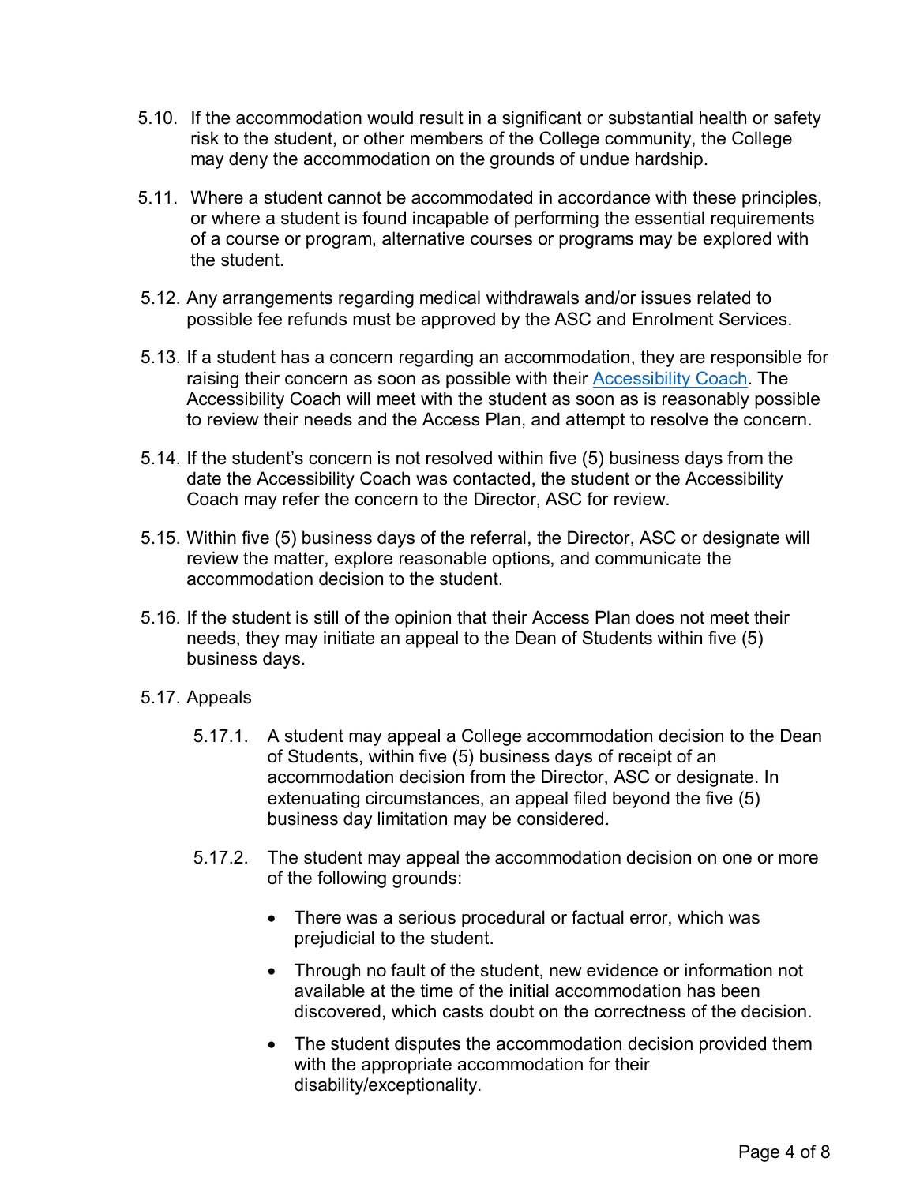5.10. If the accommodation would result in a significant or substantial health or safety risk to the student, or other members of the College community, the College may deny the accommodation on the grounds of undue hardship.

5.11. Where a student cannot be accommodated in accordance with these principles, or where a student is found incapable of performing the essential requirements of a course or program, alternative courses or programs may be explored with the student.

5.12. Any arrangements regarding medical withdrawals and/or issues related to possible fee refunds must be approved by the ASC and Enrolment Services.

5.13. If a student has a concern regarding an accommodation, they are responsible for raising their concern as soon as possible with their Accessibility Coach. The Accessibility Coach will meet with the student as soon as is reasonably possible to review their needs and the Access Plan, and attempt to resolve the concern.

5.14. If the student's concern is not resolved within five (5) business days from the date the Accessibility Coach was contacted, the student or the Accessibility Coach may refer the concern to the Director, ASC for review.

5.15. Within five (5) business days of the referral, the Director, ASC or designate will review the matter, explore reasonable options, and communicate the accommodation decision to the student.

5.16. If the student is still of the opinion that their Access Plan does not meet their needs, they may initiate an appeal to the Dean of Students within five (5) business days.

5.17. Appeals

5.17.1. A student may appeal a College accommodation decision to the Dean of Students, within five (5) business days of receipt of an accommodation decision from the Director, ASC or designate. In extenuating circumstances, an appeal filed beyond the five (5) business day limitation may be considered.

5.17.2. The student may appeal the accommodation decision on one or more of the following grounds:

- There was a serious procedural or factual error, which was prejudicial to the student.
- Through no fault of the student, new evidence or information not available at the time of the initial accommodation has been discovered, which casts doubt on the correctness of the decision.
- The student disputes the accommodation decision provided them with the appropriate accommodation for their disability/exceptionality.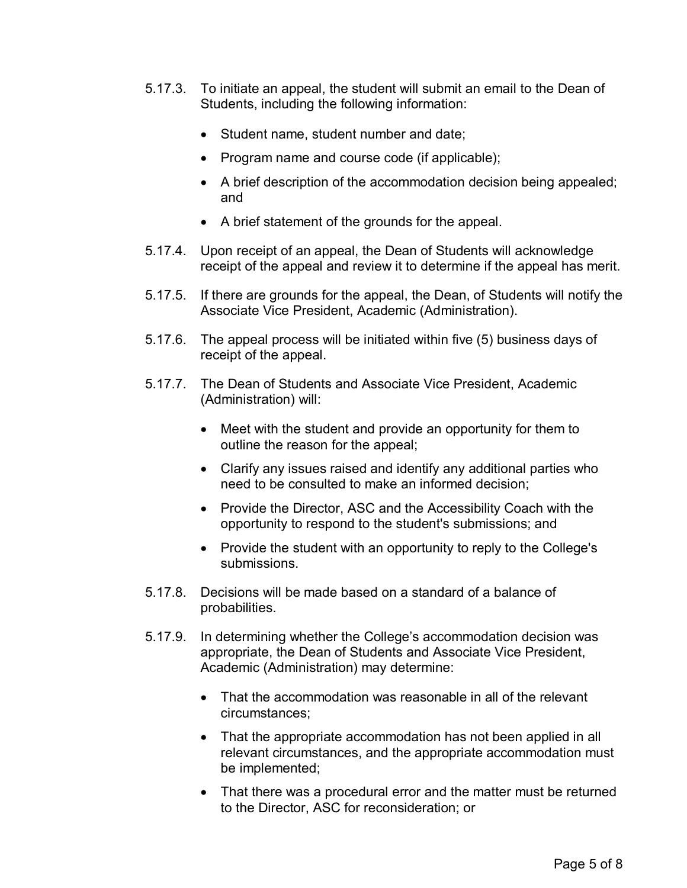5.17.3. To initiate an appeal, the student will submit an email to the Dean of Students, including the following information:

- Student name, student number and date;
- Program name and course code (if applicable);
- A brief description of the accommodation decision being appealed; and
- A brief statement of the grounds for the appeal.

5.17.4. Upon receipt of an appeal, the Dean of Students will acknowledge receipt of the appeal and review it to determine if the appeal has merit.

5.17.5. If there are grounds for the appeal, the Dean, of Students will notify the Associate Vice President, Academic (Administration).

5.17.6. The appeal process will be initiated within five (5) business days of receipt of the appeal.

5.17.7. The Dean of Students and Associate Vice President, Academic (Administration) will:

- Meet with the student and provide an opportunity for them to outline the reason for the appeal;
- Clarify any issues raised and identify any additional parties who need to be consulted to make an informed decision;
- Provide the Director, ASC and the Accessibility Coach with the opportunity to respond to the student's submissions; and
- Provide the student with an opportunity to reply to the College's submissions.

5.17.8. Decisions will be made based on a standard of a balance of probabilities.

5.17.9. In determining whether the College's accommodation decision was appropriate, the Dean of Students and Associate Vice President, Academic (Administration) may determine:

- That the accommodation was reasonable in all of the relevant circumstances;
- That the appropriate accommodation has not been applied in all relevant circumstances, and the appropriate accommodation must be implemented;
- That there was a procedural error and the matter must be returned to the Director, ASC for reconsideration; or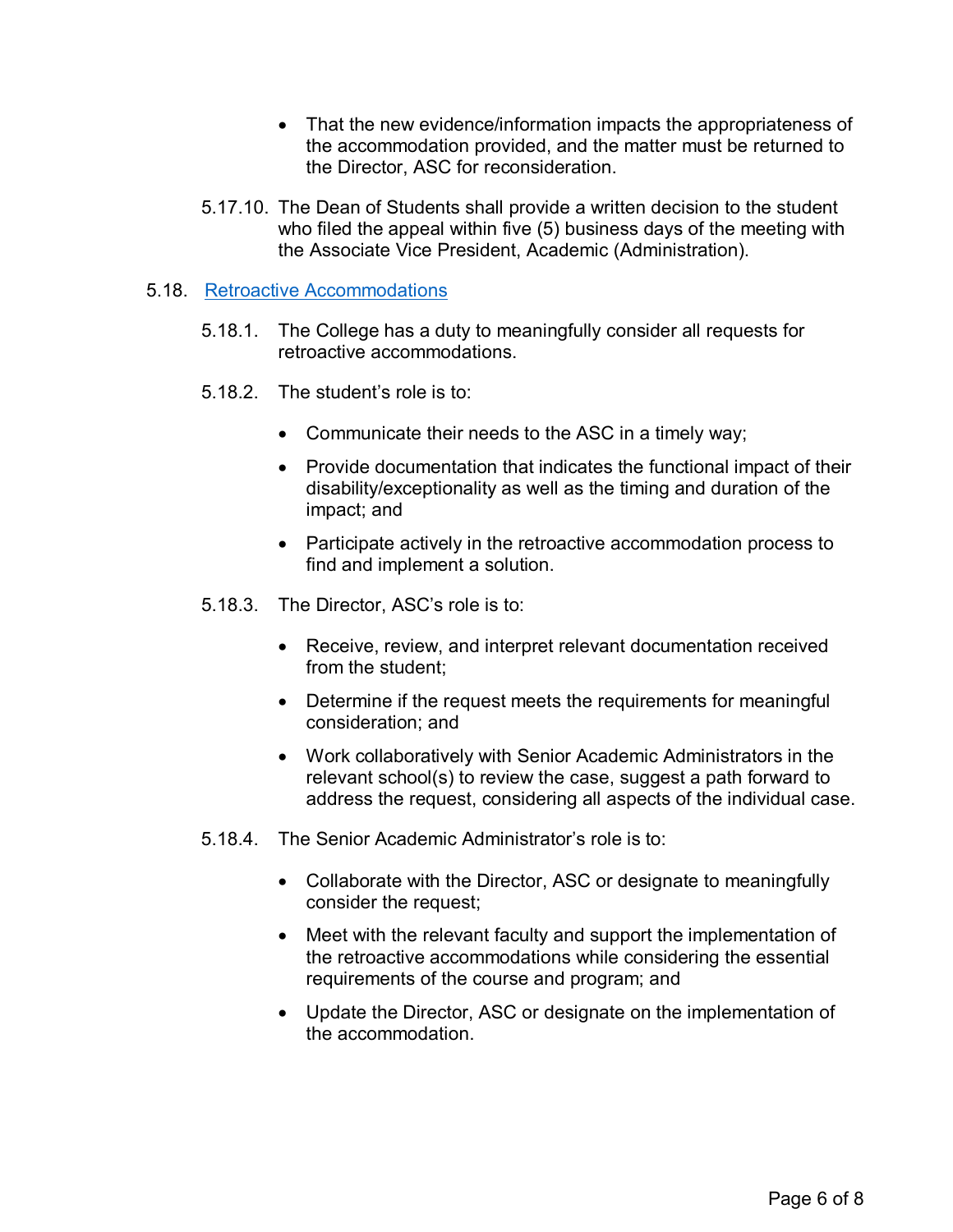- That the new evidence/information impacts the appropriateness of the accommodation provided, and the matter must be returned to the Director, ASC for reconsideration.

5.17.10. The Dean of Students shall provide a written decision to the student who filed the appeal within five (5) business days of the meeting with the Associate Vice President, Academic (Administration).

5.18. [Retroactive Accommodations]

5.18.1. The College has a duty to meaningfully consider all requests for retroactive accommodations.

5.18.2. The student's role is to:

- Communicate their needs to the ASC in a timely way;
- Provide documentation that indicates the functional impact of their disability/exceptionality as well as the timing and duration of the impact; and
- Participate actively in the retroactive accommodation process to find and implement a solution.

5.18.3. The Director, ASC's role is to:

- Receive, review, and interpret relevant documentation received from the student;
- Determine if the request meets the requirements for meaningful consideration; and
- Work collaboratively with Senior Academic Administrators in the relevant school(s) to review the case, suggest a path forward to address the request, considering all aspects of the individual case.

5.18.4. The Senior Academic Administrator's role is to:

- Collaborate with the Director, ASC or designate to meaningfully consider the request;
- Meet with the relevant faculty and support the implementation of the retroactive accommodations while considering the essential requirements of the course and program; and
- Update the Director, ASC or designate on the implementation of the accommodation.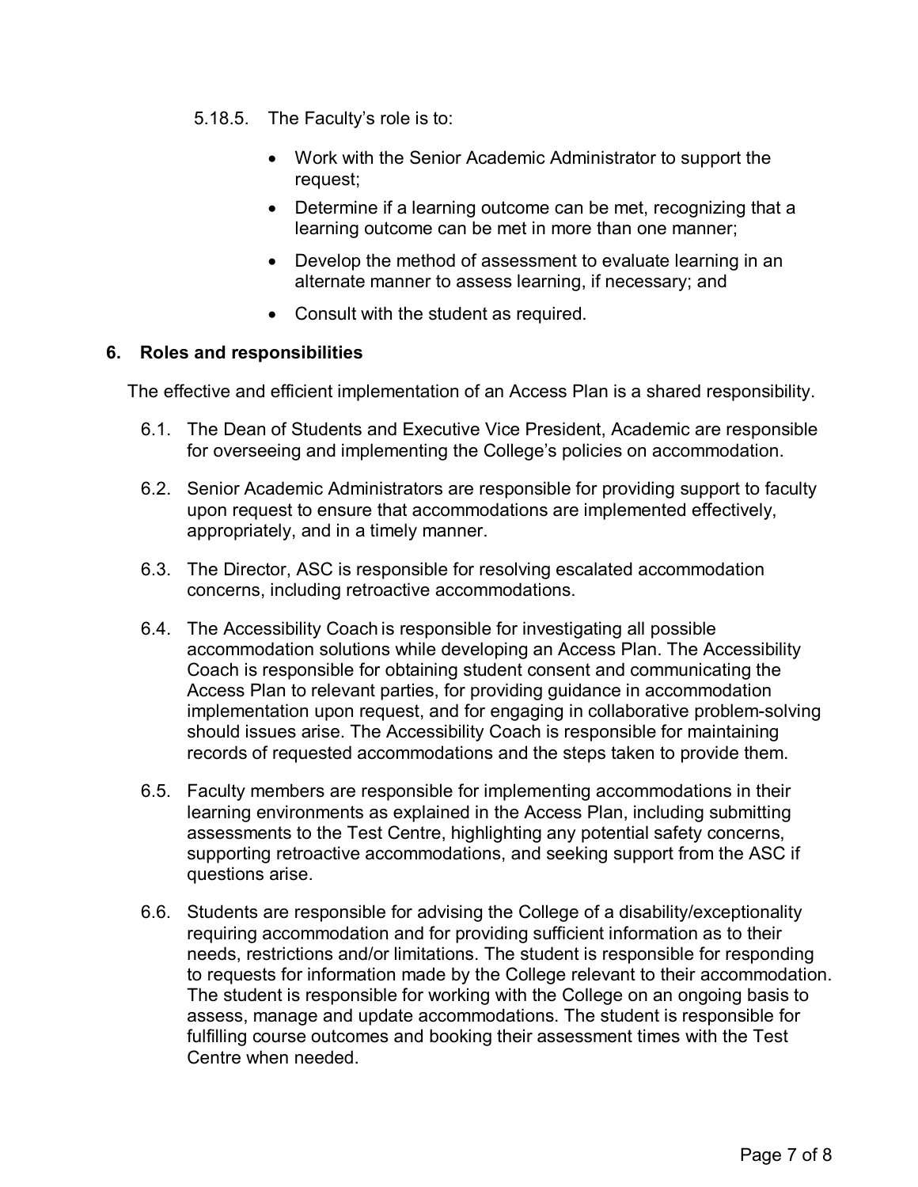5.18.5. The Faculty's role is to:

- Work with the Senior Academic Administrator to support the request;
- Determine if a learning outcome can be met, recognizing that a learning outcome can be met in more than one manner;
- Develop the method of assessment to evaluate learning in an alternate manner to assess learning, if necessary; and
- Consult with the student as required.

## 6. Roles and responsibilities

The effective and efficient implementation of an Access Plan is a shared responsibility.

6.1. The Dean of Students and Executive Vice President, Academic are responsible for overseeing and implementing the College's policies on accommodation.

6.2. Senior Academic Administrators are responsible for providing support to faculty upon request to ensure that accommodations are implemented effectively, appropriately, and in a timely manner.

6.3. The Director, ASC is responsible for resolving escalated accommodation concerns, including retroactive accommodations.

6.4. The Accessibility Coach is responsible for investigating all possible accommodation solutions while developing an Access Plan. The Accessibility Coach is responsible for obtaining student consent and communicating the Access Plan to relevant parties, for providing guidance in accommodation implementation upon request, and for engaging in collaborative problem-solving should issues arise. The Accessibility Coach is responsible for maintaining records of requested accommodations and the steps taken to provide them.

6.5. Faculty members are responsible for implementing accommodations in their learning environments as explained in the Access Plan, including submitting assessments to the Test Centre, highlighting any potential safety concerns, supporting retroactive accommodations, and seeking support from the ASC if questions arise.

6.6. Students are responsible for advising the College of a disability/exceptionality requiring accommodation and for providing sufficient information as to their needs, restrictions and/or limitations. The student is responsible for responding to requests for information made by the College relevant to their accommodation. The student is responsible for working with the College on an ongoing basis to assess, manage and update accommodations. The student is responsible for fulfilling course outcomes and booking their assessment times with the Test Centre when needed.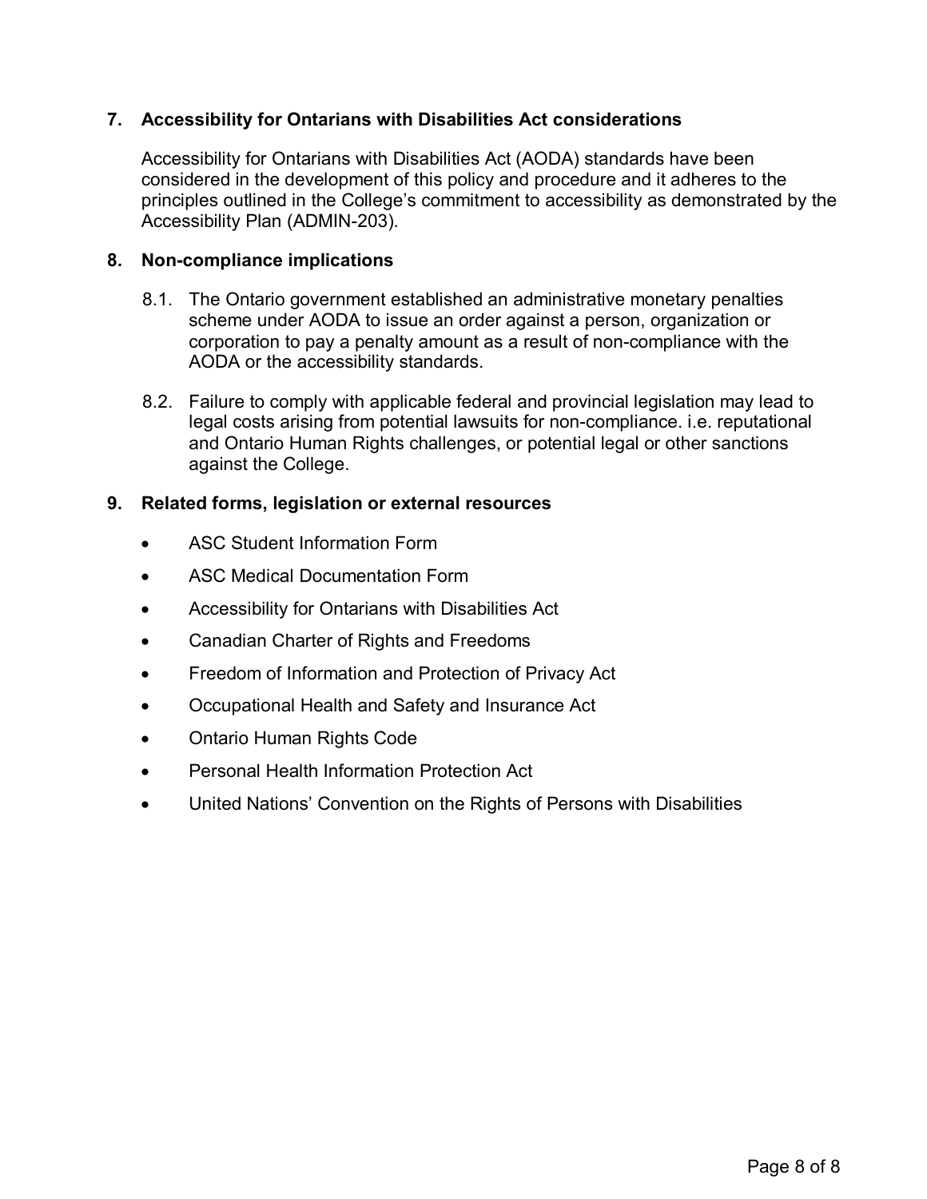## 7. Accessibility for Ontarians with Disabilities Act considerations

Accessibility for Ontarians with Disabilities Act (AODA) standards have been considered in the development of this policy and procedure and it adheres to the principles outlined in the College's commitment to accessibility as demonstrated by the Accessibility Plan (ADMIN-203).

## 8. Non-compliance implications

8.1. The Ontario government established an administrative monetary penalties scheme under AODA to issue an order against a person, organization or corporation to pay a penalty amount as a result of non-compliance with the AODA or the accessibility standards.

8.2. Failure to comply with applicable federal and provincial legislation may lead to legal costs arising from potential lawsuits for non-compliance. i.e. reputational and Ontario Human Rights challenges, or potential legal or other sanctions against the College.

## 9. Related forms, legislation or external resources

- ASC Student Information Form
- ASC Medical Documentation Form
- Accessibility for Ontarians with Disabilities Act
- Canadian Charter of Rights and Freedoms
- Freedom of Information and Protection of Privacy Act
- Occupational Health and Safety and Insurance Act
- Ontario Human Rights Code
- Personal Health Information Protection Act
- United Nations' Convention on the Rights of Persons with Disabilities